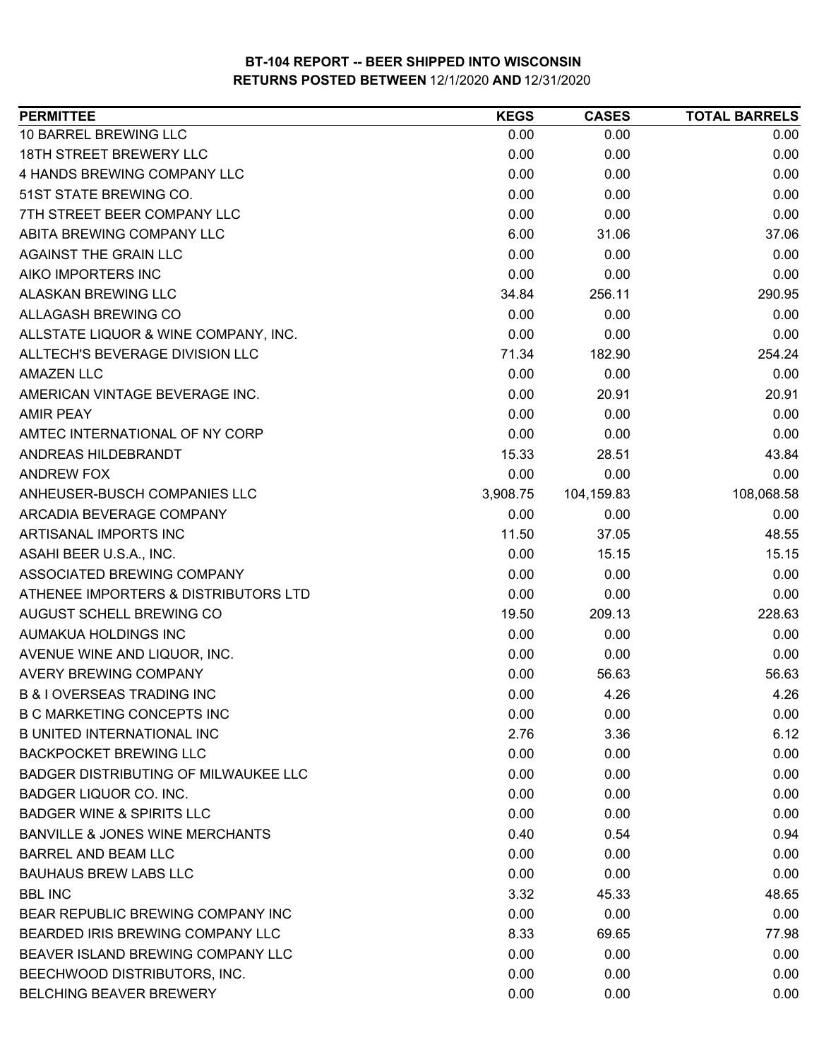# BT-104 REPORT -- BEER SHIPPED INTO WISCONSIN
## RETURNS POSTED BETWEEN 12/1/2020 AND 12/31/2020

| PERMITTEE | KEGS | CASES | TOTAL BARRELS |
|---|---|---|---|
| 10 BARREL BREWING LLC | 0.00 | 0.00 | 0.00 |
| 18TH STREET BREWERY LLC | 0.00 | 0.00 | 0.00 |
| 4 HANDS BREWING COMPANY LLC | 0.00 | 0.00 | 0.00 |
| 51ST STATE BREWING CO. | 0.00 | 0.00 | 0.00 |
| 7TH STREET BEER COMPANY LLC | 0.00 | 0.00 | 0.00 |
| ABITA BREWING COMPANY LLC | 6.00 | 31.06 | 37.06 |
| AGAINST THE GRAIN LLC | 0.00 | 0.00 | 0.00 |
| AIKO IMPORTERS INC | 0.00 | 0.00 | 0.00 |
| ALASKAN BREWING LLC | 34.84 | 256.11 | 290.95 |
| ALLAGASH BREWING CO | 0.00 | 0.00 | 0.00 |
| ALLSTATE LIQUOR & WINE COMPANY, INC. | 0.00 | 0.00 | 0.00 |
| ALLTECH'S BEVERAGE DIVISION LLC | 71.34 | 182.90 | 254.24 |
| AMAZEN LLC | 0.00 | 0.00 | 0.00 |
| AMERICAN VINTAGE BEVERAGE INC. | 0.00 | 20.91 | 20.91 |
| AMIR PEAY | 0.00 | 0.00 | 0.00 |
| AMTEC INTERNATIONAL OF NY CORP | 0.00 | 0.00 | 0.00 |
| ANDREAS HILDEBRANDT | 15.33 | 28.51 | 43.84 |
| ANDREW FOX | 0.00 | 0.00 | 0.00 |
| ANHEUSER-BUSCH COMPANIES LLC | 3,908.75 | 104,159.83 | 108,068.58 |
| ARCADIA BEVERAGE COMPANY | 0.00 | 0.00 | 0.00 |
| ARTISANAL IMPORTS INC | 11.50 | 37.05 | 48.55 |
| ASAHI BEER U.S.A., INC. | 0.00 | 15.15 | 15.15 |
| ASSOCIATED BREWING COMPANY | 0.00 | 0.00 | 0.00 |
| ATHENEE IMPORTERS & DISTRIBUTORS LTD | 0.00 | 0.00 | 0.00 |
| AUGUST SCHELL BREWING CO | 19.50 | 209.13 | 228.63 |
| AUMAKUA HOLDINGS INC | 0.00 | 0.00 | 0.00 |
| AVENUE WINE AND LIQUOR, INC. | 0.00 | 0.00 | 0.00 |
| AVERY BREWING COMPANY | 0.00 | 56.63 | 56.63 |
| B & I OVERSEAS TRADING INC | 0.00 | 4.26 | 4.26 |
| B C MARKETING CONCEPTS INC | 0.00 | 0.00 | 0.00 |
| B UNITED INTERNATIONAL INC | 2.76 | 3.36 | 6.12 |
| BACKPOCKET BREWING LLC | 0.00 | 0.00 | 0.00 |
| BADGER DISTRIBUTING OF MILWAUKEE LLC | 0.00 | 0.00 | 0.00 |
| BADGER LIQUOR CO. INC. | 0.00 | 0.00 | 0.00 |
| BADGER WINE & SPIRITS LLC | 0.00 | 0.00 | 0.00 |
| BANVILLE & JONES WINE MERCHANTS | 0.40 | 0.54 | 0.94 |
| BARREL AND BEAM LLC | 0.00 | 0.00 | 0.00 |
| BAUHAUS BREW LABS LLC | 0.00 | 0.00 | 0.00 |
| BBL INC | 3.32 | 45.33 | 48.65 |
| BEAR REPUBLIC BREWING COMPANY INC | 0.00 | 0.00 | 0.00 |
| BEARDED IRIS BREWING COMPANY LLC | 8.33 | 69.65 | 77.98 |
| BEAVER ISLAND BREWING COMPANY LLC | 0.00 | 0.00 | 0.00 |
| BEECHWOOD DISTRIBUTORS, INC. | 0.00 | 0.00 | 0.00 |
| BELCHING BEAVER BREWERY | 0.00 | 0.00 | 0.00 |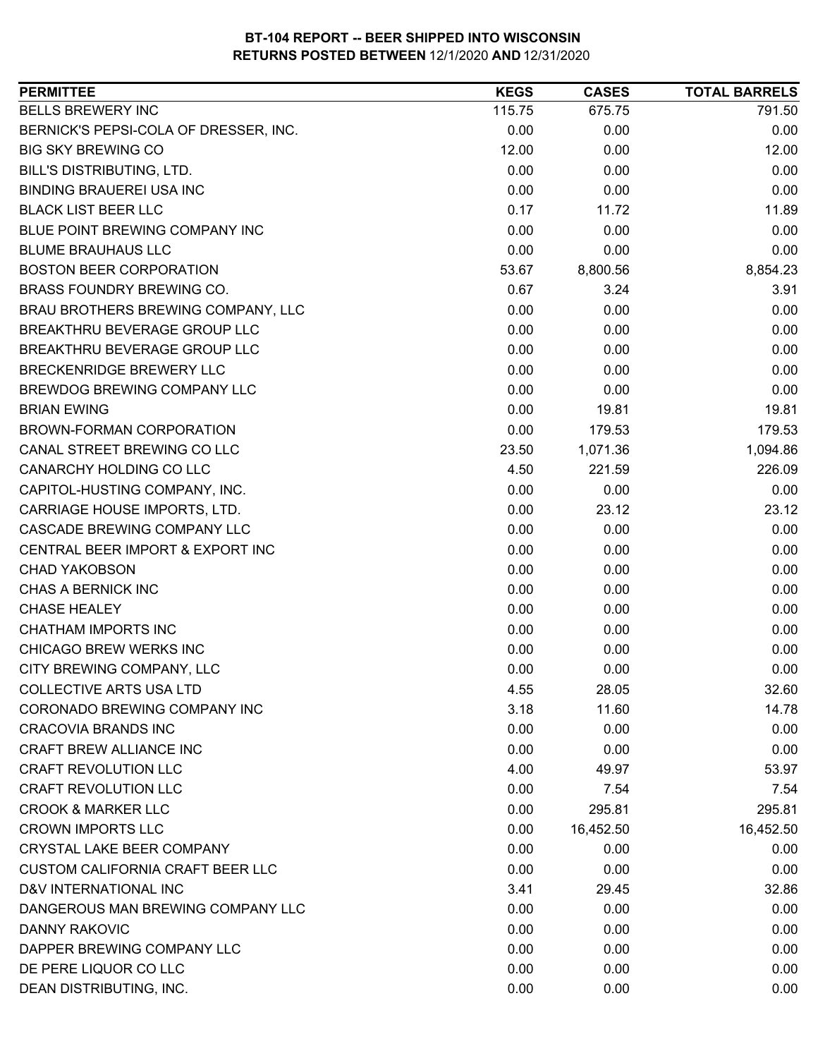**BT-104 REPORT -- BEER SHIPPED INTO WISCONSIN**
**RETURNS POSTED BETWEEN** 12/1/2020 **AND** 12/31/2020

| PERMITTEE | KEGS | CASES | TOTAL BARRELS |
|---|---|---|---|
| BELLS BREWERY INC | 115.75 | 675.75 | 791.50 |
| BERNICK'S PEPSI-COLA OF DRESSER, INC. | 0.00 | 0.00 | 0.00 |
| BIG SKY BREWING CO | 12.00 | 0.00 | 12.00 |
| BILL'S DISTRIBUTING, LTD. | 0.00 | 0.00 | 0.00 |
| BINDING BRAUEREI USA INC | 0.00 | 0.00 | 0.00 |
| BLACK LIST BEER LLC | 0.17 | 11.72 | 11.89 |
| BLUE POINT BREWING COMPANY INC | 0.00 | 0.00 | 0.00 |
| BLUME BRAUHAUS LLC | 0.00 | 0.00 | 0.00 |
| BOSTON BEER CORPORATION | 53.67 | 8,800.56 | 8,854.23 |
| BRASS FOUNDRY BREWING CO. | 0.67 | 3.24 | 3.91 |
| BRAU BROTHERS BREWING COMPANY, LLC | 0.00 | 0.00 | 0.00 |
| BREAKTHRU BEVERAGE GROUP LLC | 0.00 | 0.00 | 0.00 |
| BREAKTHRU BEVERAGE GROUP LLC | 0.00 | 0.00 | 0.00 |
| BRECKENRIDGE BREWERY LLC | 0.00 | 0.00 | 0.00 |
| BREWDOG BREWING COMPANY LLC | 0.00 | 0.00 | 0.00 |
| BRIAN EWING | 0.00 | 19.81 | 19.81 |
| BROWN-FORMAN CORPORATION | 0.00 | 179.53 | 179.53 |
| CANAL STREET BREWING CO LLC | 23.50 | 1,071.36 | 1,094.86 |
| CANARCHY HOLDING CO LLC | 4.50 | 221.59 | 226.09 |
| CAPITOL-HUSTING COMPANY, INC. | 0.00 | 0.00 | 0.00 |
| CARRIAGE HOUSE IMPORTS, LTD. | 0.00 | 23.12 | 23.12 |
| CASCADE BREWING COMPANY LLC | 0.00 | 0.00 | 0.00 |
| CENTRAL BEER IMPORT & EXPORT INC | 0.00 | 0.00 | 0.00 |
| CHAD YAKOBSON | 0.00 | 0.00 | 0.00 |
| CHAS A BERNICK INC | 0.00 | 0.00 | 0.00 |
| CHASE HEALEY | 0.00 | 0.00 | 0.00 |
| CHATHAM IMPORTS INC | 0.00 | 0.00 | 0.00 |
| CHICAGO BREW WERKS INC | 0.00 | 0.00 | 0.00 |
| CITY BREWING COMPANY, LLC | 0.00 | 0.00 | 0.00 |
| COLLECTIVE ARTS USA LTD | 4.55 | 28.05 | 32.60 |
| CORONADO BREWING COMPANY INC | 3.18 | 11.60 | 14.78 |
| CRACOVIA BRANDS INC | 0.00 | 0.00 | 0.00 |
| CRAFT BREW ALLIANCE INC | 0.00 | 0.00 | 0.00 |
| CRAFT REVOLUTION LLC | 4.00 | 49.97 | 53.97 |
| CRAFT REVOLUTION LLC | 0.00 | 7.54 | 7.54 |
| CROOK & MARKER LLC | 0.00 | 295.81 | 295.81 |
| CROWN IMPORTS LLC | 0.00 | 16,452.50 | 16,452.50 |
| CRYSTAL LAKE BEER COMPANY | 0.00 | 0.00 | 0.00 |
| CUSTOM CALIFORNIA CRAFT BEER LLC | 0.00 | 0.00 | 0.00 |
| D&V INTERNATIONAL INC | 3.41 | 29.45 | 32.86 |
| DANGEROUS MAN BREWING COMPANY LLC | 0.00 | 0.00 | 0.00 |
| DANNY RAKOVIC | 0.00 | 0.00 | 0.00 |
| DAPPER BREWING COMPANY LLC | 0.00 | 0.00 | 0.00 |
| DE PERE LIQUOR CO LLC | 0.00 | 0.00 | 0.00 |
| DEAN DISTRIBUTING, INC. | 0.00 | 0.00 | 0.00 |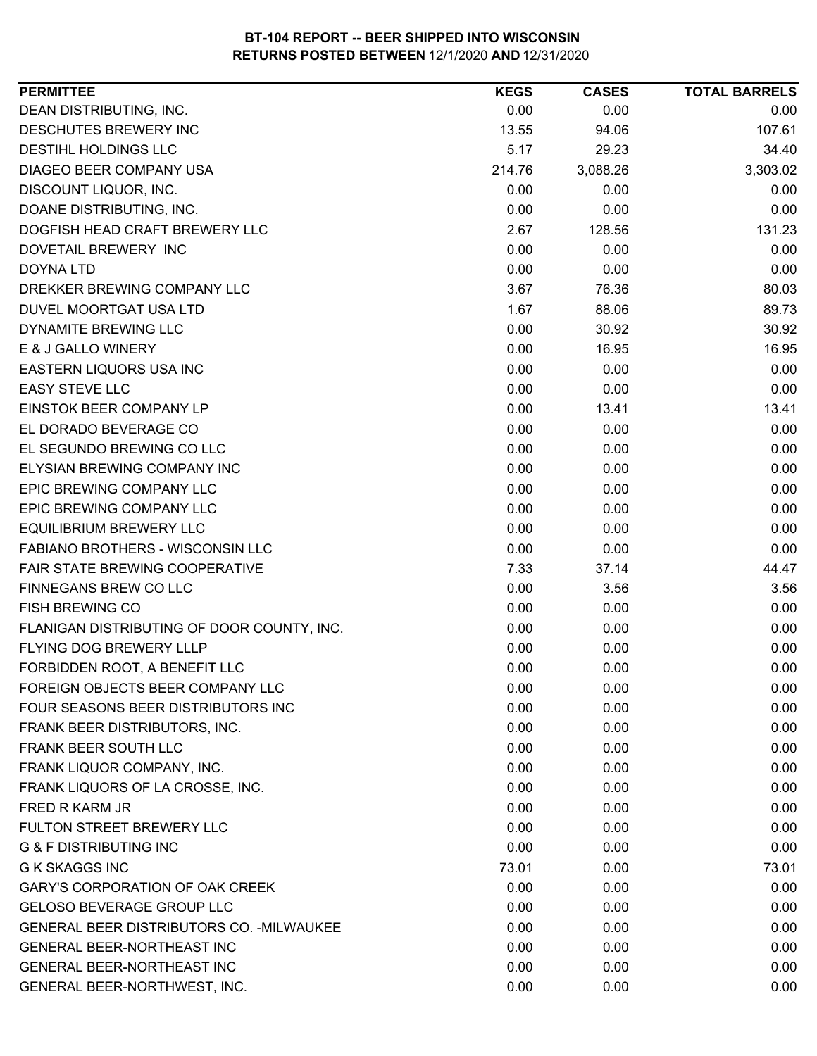**BT-104 REPORT -- BEER SHIPPED INTO WISCONSIN**
**RETURNS POSTED BETWEEN** 12/1/2020 **AND** 12/31/2020

| PERMITTEE | KEGS | CASES | TOTAL BARRELS |
|---|---|---|---|
| DEAN DISTRIBUTING, INC. | 0.00 | 0.00 | 0.00 |
| DESCHUTES BREWERY INC | 13.55 | 94.06 | 107.61 |
| DESTIHL HOLDINGS LLC | 5.17 | 29.23 | 34.40 |
| DIAGEO BEER COMPANY USA | 214.76 | 3,088.26 | 3,303.02 |
| DISCOUNT LIQUOR, INC. | 0.00 | 0.00 | 0.00 |
| DOANE DISTRIBUTING, INC. | 0.00 | 0.00 | 0.00 |
| DOGFISH HEAD CRAFT BREWERY LLC | 2.67 | 128.56 | 131.23 |
| DOVETAIL BREWERY INC | 0.00 | 0.00 | 0.00 |
| DOYNA LTD | 0.00 | 0.00 | 0.00 |
| DREKKER BREWING COMPANY LLC | 3.67 | 76.36 | 80.03 |
| DUVEL MOORTGAT USA LTD | 1.67 | 88.06 | 89.73 |
| DYNAMITE BREWING LLC | 0.00 | 30.92 | 30.92 |
| E & J GALLO WINERY | 0.00 | 16.95 | 16.95 |
| EASTERN LIQUORS USA INC | 0.00 | 0.00 | 0.00 |
| EASY STEVE LLC | 0.00 | 0.00 | 0.00 |
| EINSTOK BEER COMPANY LP | 0.00 | 13.41 | 13.41 |
| EL DORADO BEVERAGE CO | 0.00 | 0.00 | 0.00 |
| EL SEGUNDO BREWING CO LLC | 0.00 | 0.00 | 0.00 |
| ELYSIAN BREWING COMPANY INC | 0.00 | 0.00 | 0.00 |
| EPIC BREWING COMPANY LLC | 0.00 | 0.00 | 0.00 |
| EPIC BREWING COMPANY LLC | 0.00 | 0.00 | 0.00 |
| EQUILIBRIUM BREWERY LLC | 0.00 | 0.00 | 0.00 |
| FABIANO BROTHERS - WISCONSIN LLC | 0.00 | 0.00 | 0.00 |
| FAIR STATE BREWING COOPERATIVE | 7.33 | 37.14 | 44.47 |
| FINNEGANS BREW CO LLC | 0.00 | 3.56 | 3.56 |
| FISH BREWING CO | 0.00 | 0.00 | 0.00 |
| FLANIGAN DISTRIBUTING OF DOOR COUNTY, INC. | 0.00 | 0.00 | 0.00 |
| FLYING DOG BREWERY LLLP | 0.00 | 0.00 | 0.00 |
| FORBIDDEN ROOT, A BENEFIT LLC | 0.00 | 0.00 | 0.00 |
| FOREIGN OBJECTS BEER COMPANY LLC | 0.00 | 0.00 | 0.00 |
| FOUR SEASONS BEER DISTRIBUTORS INC | 0.00 | 0.00 | 0.00 |
| FRANK BEER DISTRIBUTORS, INC. | 0.00 | 0.00 | 0.00 |
| FRANK BEER SOUTH LLC | 0.00 | 0.00 | 0.00 |
| FRANK LIQUOR COMPANY, INC. | 0.00 | 0.00 | 0.00 |
| FRANK LIQUORS OF LA CROSSE, INC. | 0.00 | 0.00 | 0.00 |
| FRED R KARM JR | 0.00 | 0.00 | 0.00 |
| FULTON STREET BREWERY LLC | 0.00 | 0.00 | 0.00 |
| G & F DISTRIBUTING INC | 0.00 | 0.00 | 0.00 |
| G K SKAGGS INC | 73.01 | 0.00 | 73.01 |
| GARY'S CORPORATION OF OAK CREEK | 0.00 | 0.00 | 0.00 |
| GELOSO BEVERAGE GROUP LLC | 0.00 | 0.00 | 0.00 |
| GENERAL BEER DISTRIBUTORS CO. -MILWAUKEE | 0.00 | 0.00 | 0.00 |
| GENERAL BEER-NORTHEAST INC | 0.00 | 0.00 | 0.00 |
| GENERAL BEER-NORTHEAST INC | 0.00 | 0.00 | 0.00 |
| GENERAL BEER-NORTHWEST, INC. | 0.00 | 0.00 | 0.00 |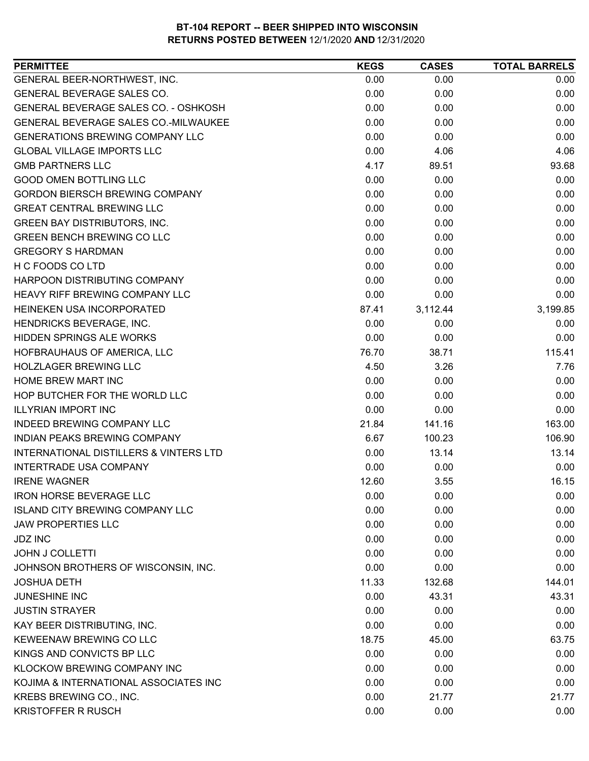**BT-104 REPORT -- BEER SHIPPED INTO WISCONSIN**
**RETURNS POSTED BETWEEN 12/1/2020 AND 12/31/2020**

| PERMITTEE | KEGS | CASES | TOTAL BARRELS |
|---|---|---|---|
| GENERAL BEER-NORTHWEST, INC. | 0.00 | 0.00 | 0.00 |
| GENERAL BEVERAGE SALES CO. | 0.00 | 0.00 | 0.00 |
| GENERAL BEVERAGE SALES CO. - OSHKOSH | 0.00 | 0.00 | 0.00 |
| GENERAL BEVERAGE SALES CO.-MILWAUKEE | 0.00 | 0.00 | 0.00 |
| GENERATIONS BREWING COMPANY LLC | 0.00 | 0.00 | 0.00 |
| GLOBAL VILLAGE IMPORTS LLC | 0.00 | 4.06 | 4.06 |
| GMB PARTNERS LLC | 4.17 | 89.51 | 93.68 |
| GOOD OMEN BOTTLING LLC | 0.00 | 0.00 | 0.00 |
| GORDON BIERSCH BREWING COMPANY | 0.00 | 0.00 | 0.00 |
| GREAT CENTRAL BREWING LLC | 0.00 | 0.00 | 0.00 |
| GREEN BAY DISTRIBUTORS, INC. | 0.00 | 0.00 | 0.00 |
| GREEN BENCH BREWING CO LLC | 0.00 | 0.00 | 0.00 |
| GREGORY S HARDMAN | 0.00 | 0.00 | 0.00 |
| H C FOODS CO LTD | 0.00 | 0.00 | 0.00 |
| HARPOON DISTRIBUTING COMPANY | 0.00 | 0.00 | 0.00 |
| HEAVY RIFF BREWING COMPANY LLC | 0.00 | 0.00 | 0.00 |
| HEINEKEN USA INCORPORATED | 87.41 | 3,112.44 | 3,199.85 |
| HENDRICKS BEVERAGE, INC. | 0.00 | 0.00 | 0.00 |
| HIDDEN SPRINGS ALE WORKS | 0.00 | 0.00 | 0.00 |
| HOFBRAUHAUS OF AMERICA, LLC | 76.70 | 38.71 | 115.41 |
| HOLZLAGER BREWING LLC | 4.50 | 3.26 | 7.76 |
| HOME BREW MART INC | 0.00 | 0.00 | 0.00 |
| HOP BUTCHER FOR THE WORLD LLC | 0.00 | 0.00 | 0.00 |
| ILLYRIAN IMPORT INC | 0.00 | 0.00 | 0.00 |
| INDEED BREWING COMPANY LLC | 21.84 | 141.16 | 163.00 |
| INDIAN PEAKS BREWING COMPANY | 6.67 | 100.23 | 106.90 |
| INTERNATIONAL DISTILLERS & VINTERS LTD | 0.00 | 13.14 | 13.14 |
| INTERTRADE USA COMPANY | 0.00 | 0.00 | 0.00 |
| IRENE WAGNER | 12.60 | 3.55 | 16.15 |
| IRON HORSE BEVERAGE LLC | 0.00 | 0.00 | 0.00 |
| ISLAND CITY BREWING COMPANY LLC | 0.00 | 0.00 | 0.00 |
| JAW PROPERTIES LLC | 0.00 | 0.00 | 0.00 |
| JDZ INC | 0.00 | 0.00 | 0.00 |
| JOHN J COLLETTI | 0.00 | 0.00 | 0.00 |
| JOHNSON BROTHERS OF WISCONSIN, INC. | 0.00 | 0.00 | 0.00 |
| JOSHUA DETH | 11.33 | 132.68 | 144.01 |
| JUNESHINE INC | 0.00 | 43.31 | 43.31 |
| JUSTIN STRAYER | 0.00 | 0.00 | 0.00 |
| KAY BEER DISTRIBUTING, INC. | 0.00 | 0.00 | 0.00 |
| KEWEENAW BREWING CO LLC | 18.75 | 45.00 | 63.75 |
| KINGS AND CONVICTS BP LLC | 0.00 | 0.00 | 0.00 |
| KLOCKOW BREWING COMPANY INC | 0.00 | 0.00 | 0.00 |
| KOJIMA & INTERNATIONAL ASSOCIATES INC | 0.00 | 0.00 | 0.00 |
| KREBS BREWING CO., INC. | 0.00 | 21.77 | 21.77 |
| KRISTOFFER R RUSCH | 0.00 | 0.00 | 0.00 |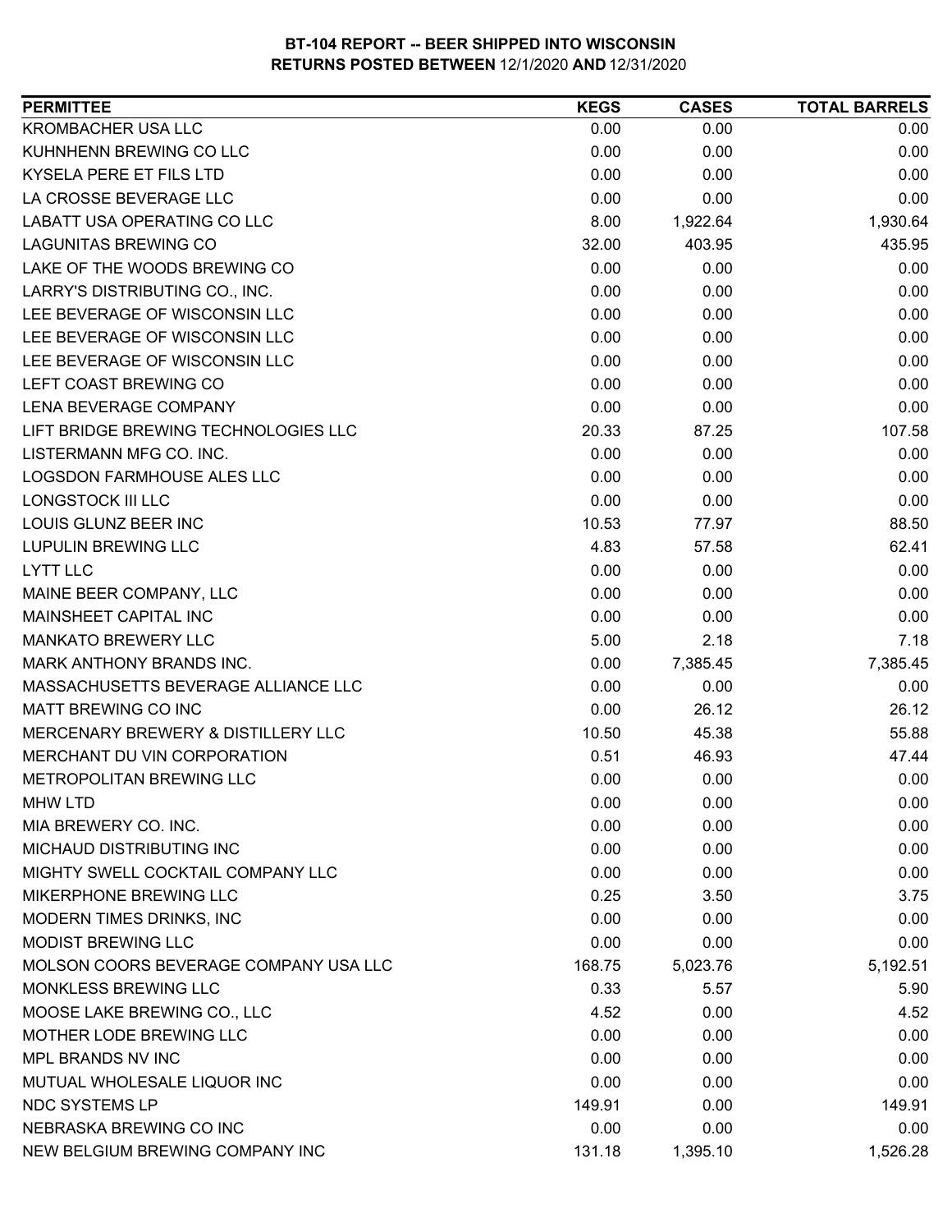**BT-104 REPORT -- BEER SHIPPED INTO WISCONSIN**
**RETURNS POSTED BETWEEN** 12/1/2020 **AND** 12/31/2020

| PERMITTEE | KEGS | CASES | TOTAL BARRELS |
|---|---|---|---|
| KROMBACHER USA LLC | 0.00 | 0.00 | 0.00 |
| KUHNHENN BREWING CO LLC | 0.00 | 0.00 | 0.00 |
| KYSELA PERE ET FILS LTD | 0.00 | 0.00 | 0.00 |
| LA CROSSE BEVERAGE LLC | 0.00 | 0.00 | 0.00 |
| LABATT USA OPERATING CO LLC | 8.00 | 1,922.64 | 1,930.64 |
| LAGUNITAS BREWING CO | 32.00 | 403.95 | 435.95 |
| LAKE OF THE WOODS BREWING CO | 0.00 | 0.00 | 0.00 |
| LARRY'S DISTRIBUTING CO., INC. | 0.00 | 0.00 | 0.00 |
| LEE BEVERAGE OF WISCONSIN LLC | 0.00 | 0.00 | 0.00 |
| LEE BEVERAGE OF WISCONSIN LLC | 0.00 | 0.00 | 0.00 |
| LEE BEVERAGE OF WISCONSIN LLC | 0.00 | 0.00 | 0.00 |
| LEFT COAST BREWING CO | 0.00 | 0.00 | 0.00 |
| LENA BEVERAGE COMPANY | 0.00 | 0.00 | 0.00 |
| LIFT BRIDGE BREWING TECHNOLOGIES LLC | 20.33 | 87.25 | 107.58 |
| LISTERMANN MFG CO. INC. | 0.00 | 0.00 | 0.00 |
| LOGSDON FARMHOUSE ALES LLC | 0.00 | 0.00 | 0.00 |
| LONGSTOCK III LLC | 0.00 | 0.00 | 0.00 |
| LOUIS GLUNZ BEER INC | 10.53 | 77.97 | 88.50 |
| LUPULIN BREWING LLC | 4.83 | 57.58 | 62.41 |
| LYTT LLC | 0.00 | 0.00 | 0.00 |
| MAINE BEER COMPANY, LLC | 0.00 | 0.00 | 0.00 |
| MAINSHEET CAPITAL INC | 0.00 | 0.00 | 0.00 |
| MANKATO BREWERY LLC | 5.00 | 2.18 | 7.18 |
| MARK ANTHONY BRANDS INC. | 0.00 | 7,385.45 | 7,385.45 |
| MASSACHUSETTS BEVERAGE ALLIANCE LLC | 0.00 | 0.00 | 0.00 |
| MATT BREWING CO INC | 0.00 | 26.12 | 26.12 |
| MERCENARY BREWERY & DISTILLERY LLC | 10.50 | 45.38 | 55.88 |
| MERCHANT DU VIN CORPORATION | 0.51 | 46.93 | 47.44 |
| METROPOLITAN BREWING LLC | 0.00 | 0.00 | 0.00 |
| MHW LTD | 0.00 | 0.00 | 0.00 |
| MIA BREWERY CO. INC. | 0.00 | 0.00 | 0.00 |
| MICHAUD DISTRIBUTING INC | 0.00 | 0.00 | 0.00 |
| MIGHTY SWELL COCKTAIL COMPANY LLC | 0.00 | 0.00 | 0.00 |
| MIKERPHONE BREWING LLC | 0.25 | 3.50 | 3.75 |
| MODERN TIMES DRINKS, INC | 0.00 | 0.00 | 0.00 |
| MODIST BREWING LLC | 0.00 | 0.00 | 0.00 |
| MOLSON COORS BEVERAGE COMPANY USA LLC | 168.75 | 5,023.76 | 5,192.51 |
| MONKLESS BREWING LLC | 0.33 | 5.57 | 5.90 |
| MOOSE LAKE BREWING CO., LLC | 4.52 | 0.00 | 4.52 |
| MOTHER LODE BREWING LLC | 0.00 | 0.00 | 0.00 |
| MPL BRANDS NV INC | 0.00 | 0.00 | 0.00 |
| MUTUAL WHOLESALE LIQUOR INC | 0.00 | 0.00 | 0.00 |
| NDC SYSTEMS LP | 149.91 | 0.00 | 149.91 |
| NEBRASKA BREWING CO INC | 0.00 | 0.00 | 0.00 |
| NEW BELGIUM BREWING COMPANY INC | 131.18 | 1,395.10 | 1,526.28 |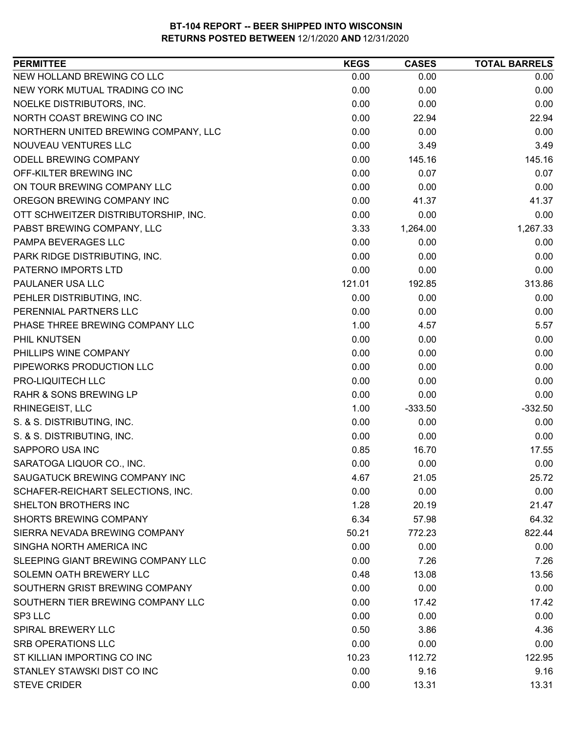**BT-104 REPORT -- BEER SHIPPED INTO WISCONSIN**
**RETURNS POSTED BETWEEN 12/1/2020 AND 12/31/2020**

| PERMITTEE | KEGS | CASES | TOTAL BARRELS |
|---|---|---|---|
| NEW HOLLAND BREWING CO LLC | 0.00 | 0.00 | 0.00 |
| NEW YORK MUTUAL TRADING CO INC | 0.00 | 0.00 | 0.00 |
| NOELKE DISTRIBUTORS, INC. | 0.00 | 0.00 | 0.00 |
| NORTH COAST BREWING CO INC | 0.00 | 22.94 | 22.94 |
| NORTHERN UNITED BREWING COMPANY, LLC | 0.00 | 0.00 | 0.00 |
| NOUVEAU VENTURES LLC | 0.00 | 3.49 | 3.49 |
| ODELL BREWING COMPANY | 0.00 | 145.16 | 145.16 |
| OFF-KILTER BREWING INC | 0.00 | 0.07 | 0.07 |
| ON TOUR BREWING COMPANY LLC | 0.00 | 0.00 | 0.00 |
| OREGON BREWING COMPANY INC | 0.00 | 41.37 | 41.37 |
| OTT SCHWEITZER DISTRIBUTORSHIP, INC. | 0.00 | 0.00 | 0.00 |
| PABST BREWING COMPANY, LLC | 3.33 | 1,264.00 | 1,267.33 |
| PAMPA BEVERAGES LLC | 0.00 | 0.00 | 0.00 |
| PARK RIDGE DISTRIBUTING, INC. | 0.00 | 0.00 | 0.00 |
| PATERNO IMPORTS LTD | 0.00 | 0.00 | 0.00 |
| PAULANER USA LLC | 121.01 | 192.85 | 313.86 |
| PEHLER DISTRIBUTING, INC. | 0.00 | 0.00 | 0.00 |
| PERENNIAL PARTNERS LLC | 0.00 | 0.00 | 0.00 |
| PHASE THREE BREWING COMPANY LLC | 1.00 | 4.57 | 5.57 |
| PHIL KNUTSEN | 0.00 | 0.00 | 0.00 |
| PHILLIPS WINE COMPANY | 0.00 | 0.00 | 0.00 |
| PIPEWORKS PRODUCTION LLC | 0.00 | 0.00 | 0.00 |
| PRO-LIQUITECH LLC | 0.00 | 0.00 | 0.00 |
| RAHR & SONS BREWING LP | 0.00 | 0.00 | 0.00 |
| RHINEGEIST, LLC | 1.00 | -333.50 | -332.50 |
| S. & S. DISTRIBUTING, INC. | 0.00 | 0.00 | 0.00 |
| S. & S. DISTRIBUTING, INC. | 0.00 | 0.00 | 0.00 |
| SAPPORO USA INC | 0.85 | 16.70 | 17.55 |
| SARATOGA LIQUOR CO., INC. | 0.00 | 0.00 | 0.00 |
| SAUGATUCK BREWING COMPANY INC | 4.67 | 21.05 | 25.72 |
| SCHAFER-REICHART SELECTIONS, INC. | 0.00 | 0.00 | 0.00 |
| SHELTON BROTHERS INC | 1.28 | 20.19 | 21.47 |
| SHORTS BREWING COMPANY | 6.34 | 57.98 | 64.32 |
| SIERRA NEVADA BREWING COMPANY | 50.21 | 772.23 | 822.44 |
| SINGHA NORTH AMERICA INC | 0.00 | 0.00 | 0.00 |
| SLEEPING GIANT BREWING COMPANY LLC | 0.00 | 7.26 | 7.26 |
| SOLEMN OATH BREWERY LLC | 0.48 | 13.08 | 13.56 |
| SOUTHERN GRIST BREWING COMPANY | 0.00 | 0.00 | 0.00 |
| SOUTHERN TIER BREWING COMPANY LLC | 0.00 | 17.42 | 17.42 |
| SP3 LLC | 0.00 | 0.00 | 0.00 |
| SPIRAL BREWERY LLC | 0.50 | 3.86 | 4.36 |
| SRB OPERATIONS LLC | 0.00 | 0.00 | 0.00 |
| ST KILLIAN IMPORTING CO INC | 10.23 | 112.72 | 122.95 |
| STANLEY STAWSKI DIST CO INC | 0.00 | 9.16 | 9.16 |
| STEVE CRIDER | 0.00 | 13.31 | 13.31 |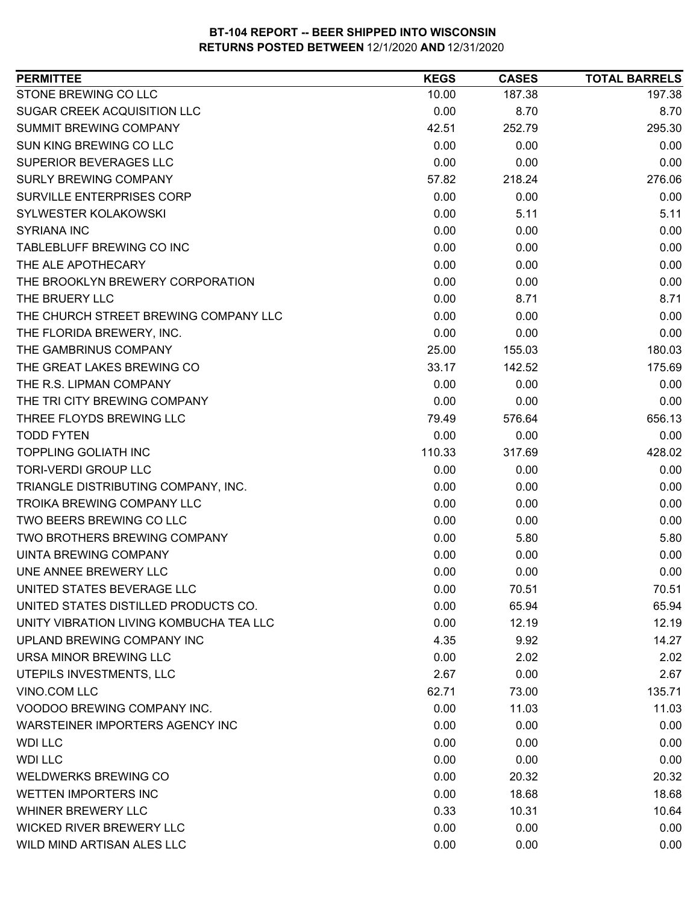**BT-104 REPORT -- BEER SHIPPED INTO WISCONSIN**
**RETURNS POSTED BETWEEN 12/1/2020 AND 12/31/2020**

| PERMITTEE | KEGS | CASES | TOTAL BARRELS |
|---|---|---|---|
| STONE BREWING CO LLC | 10.00 | 187.38 | 197.38 |
| SUGAR CREEK ACQUISITION LLC | 0.00 | 8.70 | 8.70 |
| SUMMIT BREWING COMPANY | 42.51 | 252.79 | 295.30 |
| SUN KING BREWING CO LLC | 0.00 | 0.00 | 0.00 |
| SUPERIOR BEVERAGES LLC | 0.00 | 0.00 | 0.00 |
| SURLY BREWING COMPANY | 57.82 | 218.24 | 276.06 |
| SURVILLE ENTERPRISES CORP | 0.00 | 0.00 | 0.00 |
| SYLWESTER KOLAKOWSKI | 0.00 | 5.11 | 5.11 |
| SYRIANA INC | 0.00 | 0.00 | 0.00 |
| TABLEBLUFF BREWING CO INC | 0.00 | 0.00 | 0.00 |
| THE ALE APOTHECARY | 0.00 | 0.00 | 0.00 |
| THE BROOKLYN BREWERY CORPORATION | 0.00 | 0.00 | 0.00 |
| THE BRUERY LLC | 0.00 | 8.71 | 8.71 |
| THE CHURCH STREET BREWING COMPANY LLC | 0.00 | 0.00 | 0.00 |
| THE FLORIDA BREWERY, INC. | 0.00 | 0.00 | 0.00 |
| THE GAMBRINUS COMPANY | 25.00 | 155.03 | 180.03 |
| THE GREAT LAKES BREWING CO | 33.17 | 142.52 | 175.69 |
| THE R.S. LIPMAN COMPANY | 0.00 | 0.00 | 0.00 |
| THE TRI CITY BREWING COMPANY | 0.00 | 0.00 | 0.00 |
| THREE FLOYDS BREWING LLC | 79.49 | 576.64 | 656.13 |
| TODD FYTEN | 0.00 | 0.00 | 0.00 |
| TOPPLING GOLIATH INC | 110.33 | 317.69 | 428.02 |
| TORI-VERDI GROUP LLC | 0.00 | 0.00 | 0.00 |
| TRIANGLE DISTRIBUTING COMPANY, INC. | 0.00 | 0.00 | 0.00 |
| TROIKA BREWING COMPANY LLC | 0.00 | 0.00 | 0.00 |
| TWO BEERS BREWING CO LLC | 0.00 | 0.00 | 0.00 |
| TWO BROTHERS BREWING COMPANY | 0.00 | 5.80 | 5.80 |
| UINTA BREWING COMPANY | 0.00 | 0.00 | 0.00 |
| UNE ANNEE BREWERY LLC | 0.00 | 0.00 | 0.00 |
| UNITED STATES BEVERAGE LLC | 0.00 | 70.51 | 70.51 |
| UNITED STATES DISTILLED PRODUCTS CO. | 0.00 | 65.94 | 65.94 |
| UNITY VIBRATION LIVING KOMBUCHA TEA LLC | 0.00 | 12.19 | 12.19 |
| UPLAND BREWING COMPANY INC | 4.35 | 9.92 | 14.27 |
| URSA MINOR BREWING LLC | 0.00 | 2.02 | 2.02 |
| UTEPILS INVESTMENTS, LLC | 2.67 | 0.00 | 2.67 |
| VINO.COM LLC | 62.71 | 73.00 | 135.71 |
| VOODOO BREWING COMPANY INC. | 0.00 | 11.03 | 11.03 |
| WARSTEINER IMPORTERS AGENCY INC | 0.00 | 0.00 | 0.00 |
| WDI LLC | 0.00 | 0.00 | 0.00 |
| WDI LLC | 0.00 | 0.00 | 0.00 |
| WELDWERKS BREWING CO | 0.00 | 20.32 | 20.32 |
| WETTEN IMPORTERS INC | 0.00 | 18.68 | 18.68 |
| WHINER BREWERY LLC | 0.33 | 10.31 | 10.64 |
| WICKED RIVER BREWERY LLC | 0.00 | 0.00 | 0.00 |
| WILD MIND ARTISAN ALES LLC | 0.00 | 0.00 | 0.00 |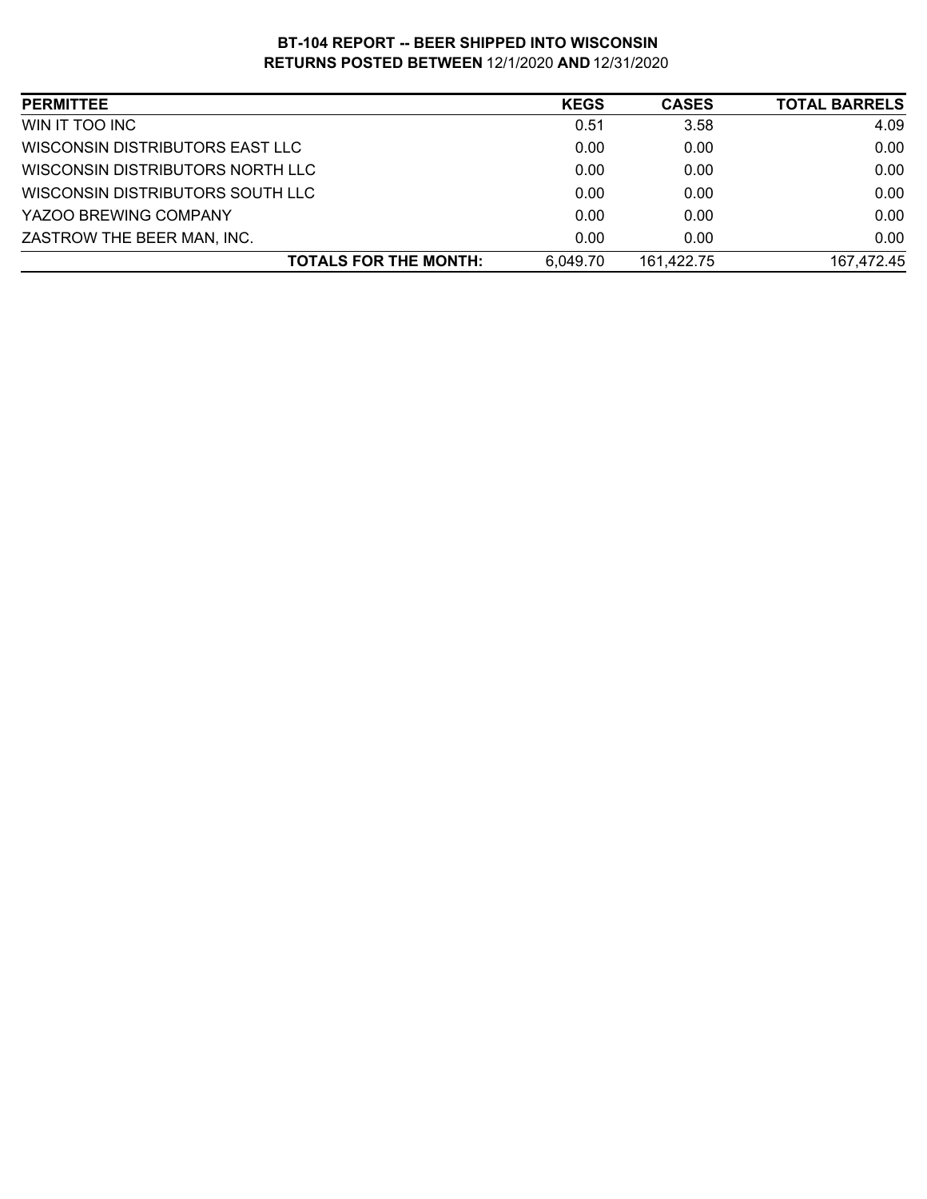**BT-104 REPORT -- BEER SHIPPED INTO WISCONSIN**
**RETURNS POSTED BETWEEN** 12/1/2020 **AND** 12/31/2020

| PERMITTEE | KEGS | CASES | TOTAL BARRELS |
|---|---|---|---|
| WIN IT TOO INC | 0.51 | 3.58 | 4.09 |
| WISCONSIN DISTRIBUTORS EAST LLC | 0.00 | 0.00 | 0.00 |
| WISCONSIN DISTRIBUTORS NORTH LLC | 0.00 | 0.00 | 0.00 |
| WISCONSIN DISTRIBUTORS SOUTH LLC | 0.00 | 0.00 | 0.00 |
| YAZOO BREWING COMPANY | 0.00 | 0.00 | 0.00 |
| ZASTROW THE BEER MAN, INC. | 0.00 | 0.00 | 0.00 |
| **TOTALS FOR THE MONTH:** | 6,049.70 | 161,422.75 | 167,472.45 |